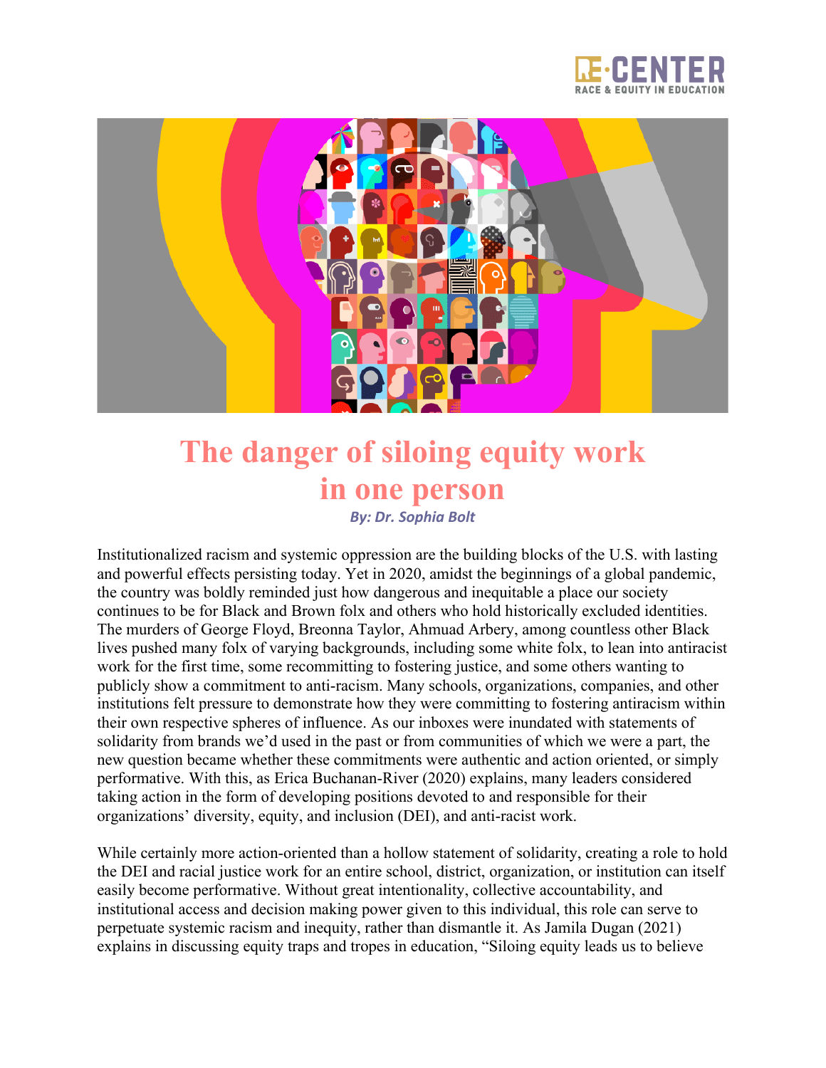# The danger of siloing equity work in one person

*By: Dr. Sophia Bolt*

Institutionalized racism and systemic oppression are the building blocks of the U.S. with lasting and powerful effects persisting today. Yet in 2020, amidst the beginnings of a global pandemic, the country was boldly reminded just how dangerous and inequitable a place our society continues to be for Black and Brown folx and others who hold historically excluded identities. The murders of George Floyd, Breonna Taylor, Ahmuad Arbery, among countless other Black lives pushed many folx of varying backgrounds, including some white folx, to lean into antiracist work for the first time, some recommitting to fostering justice, and some others wanting to publicly show a commitment to anti-racism. Many schools, organizations, companies, and other institutions felt pressure to demonstrate how they were committing to fostering antiracism within their own respective spheres of influence. As our inboxes were inundated with statements of solidarity from brands we'd used in the past or from communities of which we were a part, the new question became whether these commitments were authentic and action oriented, or simply performative. With this, as Erica Buchanan-River (2020) explains, many leaders considered taking action in the form of developing positions devoted to and responsible for their organizations' diversity, equity, and inclusion (DEI), and anti-racist work.

While certainly more action-oriented than a hollow statement of solidarity, creating a role to hold the DEI and racial justice work for an entire school, district, organization, or institution can itself easily become performative. Without great intentionality, collective accountability, and institutional access and decision making power given to this individual, this role can serve to perpetuate systemic racism and inequity, rather than dismantle it. As Jamila Dugan (2021) explains in discussing equity traps and tropes in education, "Siloing equity leads us to believe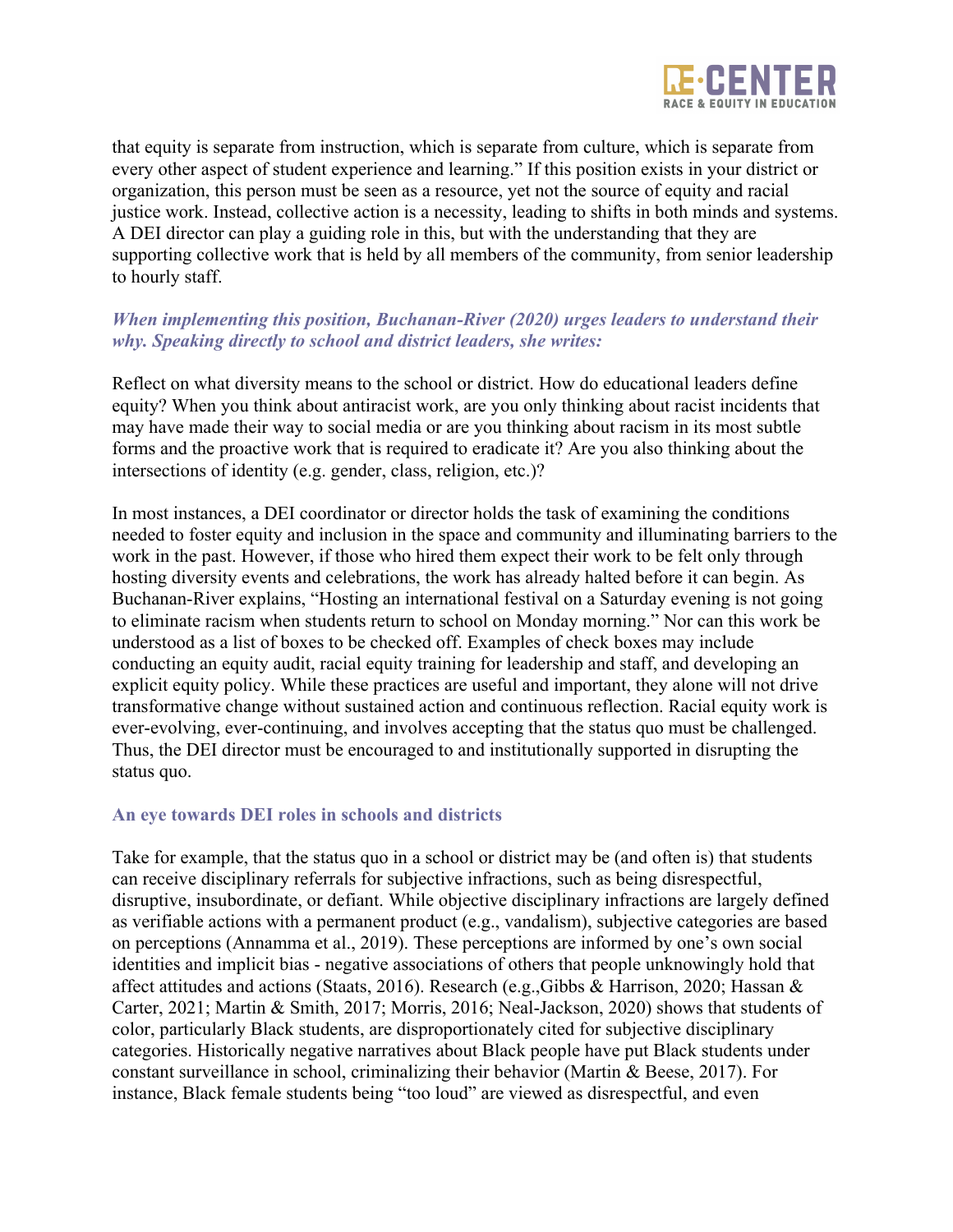that equity is separate from instruction, which is separate from culture, which is separate from every other aspect of student experience and learning." If this position exists in your district or organization, this person must be seen as a resource, yet not the source of equity and racial justice work. Instead, collective action is a necessity, leading to shifts in both minds and systems. A DEI director can play a guiding role in this, but with the understanding that they are supporting collective work that is held by all members of the community, from senior leadership to hourly staff.

***When implementing this position, Buchanan-River (2020) urges leaders to understand their why. Speaking directly to school and district leaders, she writes:***

Reflect on what diversity means to the school or district. How do educational leaders define equity? When you think about antiracist work, are you only thinking about racist incidents that may have made their way to social media or are you thinking about racism in its most subtle forms and the proactive work that is required to eradicate it? Are you also thinking about the intersections of identity (e.g. gender, class, religion, etc.)?

In most instances, a DEI coordinator or director holds the task of examining the conditions needed to foster equity and inclusion in the space and community and illuminating barriers to the work in the past. However, if those who hired them expect their work to be felt only through hosting diversity events and celebrations, the work has already halted before it can begin. As Buchanan-River explains, "Hosting an international festival on a Saturday evening is not going to eliminate racism when students return to school on Monday morning." Nor can this work be understood as a list of boxes to be checked off. Examples of check boxes may include conducting an equity audit, racial equity training for leadership and staff, and developing an explicit equity policy. While these practices are useful and important, they alone will not drive transformative change without sustained action and continuous reflection. Racial equity work is ever-evolving, ever-continuing, and involves accepting that the status quo must be challenged. Thus, the DEI director must be encouraged to and institutionally supported in disrupting the status quo.

## An eye towards DEI roles in schools and districts

Take for example, that the status quo in a school or district may be (and often is) that students can receive disciplinary referrals for subjective infractions, such as being disrespectful, disruptive, insubordinate, or defiant. While objective disciplinary infractions are largely defined as verifiable actions with a permanent product (e.g., vandalism), subjective categories are based on perceptions (Annamma et al., 2019). These perceptions are informed by one's own social identities and implicit bias - negative associations of others that people unknowingly hold that affect attitudes and actions (Staats, 2016). Research (e.g.,Gibbs & Harrison, 2020; Hassan & Carter, 2021; Martin & Smith, 2017; Morris, 2016; Neal-Jackson, 2020) shows that students of color, particularly Black students, are disproportionately cited for subjective disciplinary categories. Historically negative narratives about Black people have put Black students under constant surveillance in school, criminalizing their behavior (Martin & Beese, 2017). For instance, Black female students being "too loud" are viewed as disrespectful, and even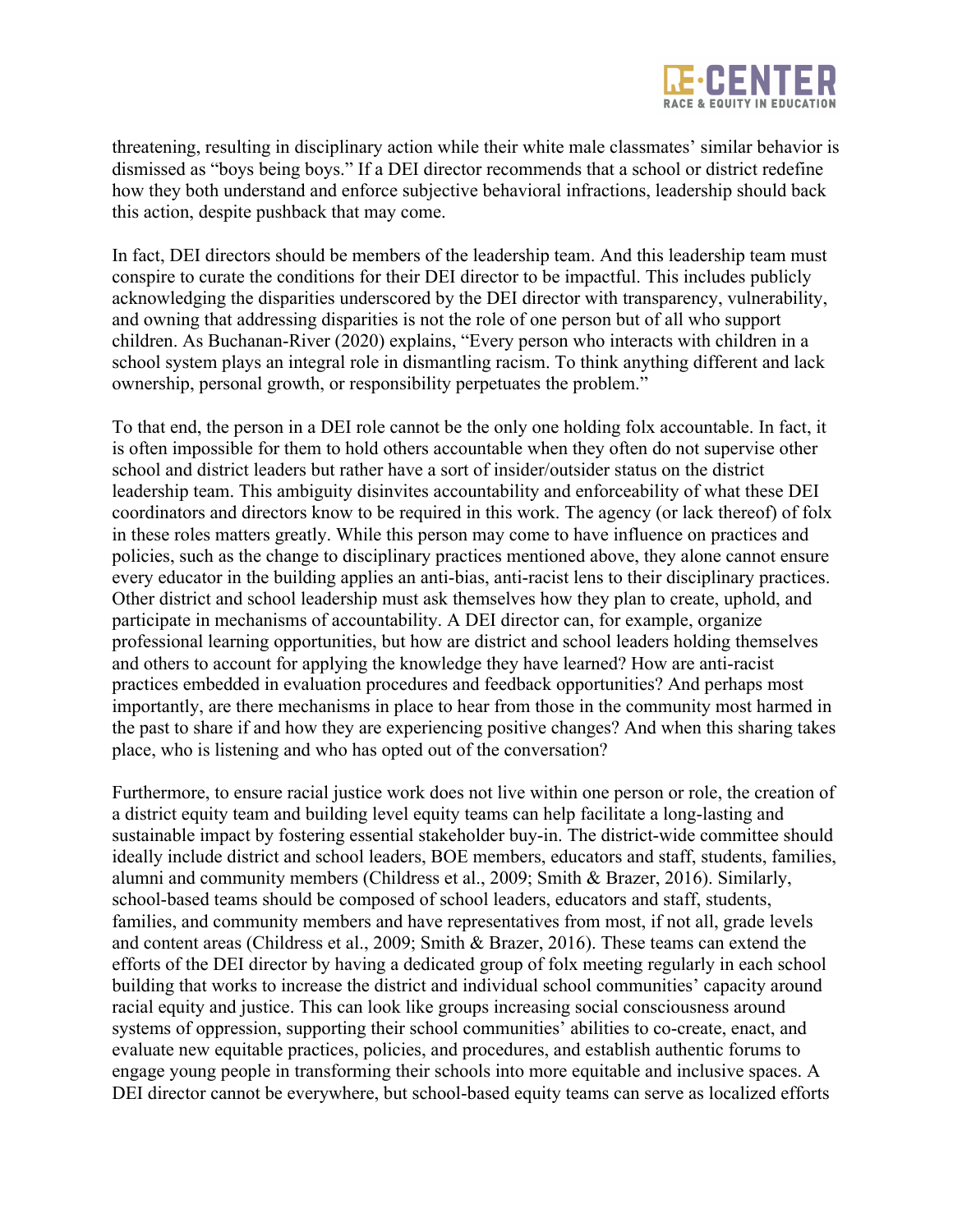threatening, resulting in disciplinary action while their white male classmates' similar behavior is dismissed as "boys being boys." If a DEI director recommends that a school or district redefine how they both understand and enforce subjective behavioral infractions, leadership should back this action, despite pushback that may come.

In fact, DEI directors should be members of the leadership team. And this leadership team must conspire to curate the conditions for their DEI director to be impactful. This includes publicly acknowledging the disparities underscored by the DEI director with transparency, vulnerability, and owning that addressing disparities is not the role of one person but of all who support children. As Buchanan-River (2020) explains, "Every person who interacts with children in a school system plays an integral role in dismantling racism. To think anything different and lack ownership, personal growth, or responsibility perpetuates the problem."

To that end, the person in a DEI role cannot be the only one holding folx accountable. In fact, it is often impossible for them to hold others accountable when they often do not supervise other school and district leaders but rather have a sort of insider/outsider status on the district leadership team. This ambiguity disinvites accountability and enforceability of what these DEI coordinators and directors know to be required in this work. The agency (or lack thereof) of folx in these roles matters greatly. While this person may come to have influence on practices and policies, such as the change to disciplinary practices mentioned above, they alone cannot ensure every educator in the building applies an anti-bias, anti-racist lens to their disciplinary practices. Other district and school leadership must ask themselves how they plan to create, uphold, and participate in mechanisms of accountability. A DEI director can, for example, organize professional learning opportunities, but how are district and school leaders holding themselves and others to account for applying the knowledge they have learned? How are anti-racist practices embedded in evaluation procedures and feedback opportunities? And perhaps most importantly, are there mechanisms in place to hear from those in the community most harmed in the past to share if and how they are experiencing positive changes? And when this sharing takes place, who is listening and who has opted out of the conversation?

Furthermore, to ensure racial justice work does not live within one person or role, the creation of a district equity team and building level equity teams can help facilitate a long-lasting and sustainable impact by fostering essential stakeholder buy-in. The district-wide committee should ideally include district and school leaders, BOE members, educators and staff, students, families, alumni and community members (Childress et al., 2009; Smith & Brazer, 2016). Similarly, school-based teams should be composed of school leaders, educators and staff, students, families, and community members and have representatives from most, if not all, grade levels and content areas (Childress et al., 2009; Smith & Brazer, 2016). These teams can extend the efforts of the DEI director by having a dedicated group of folx meeting regularly in each school building that works to increase the district and individual school communities' capacity around racial equity and justice. This can look like groups increasing social consciousness around systems of oppression, supporting their school communities' abilities to co-create, enact, and evaluate new equitable practices, policies, and procedures, and establish authentic forums to engage young people in transforming their schools into more equitable and inclusive spaces. A DEI director cannot be everywhere, but school-based equity teams can serve as localized efforts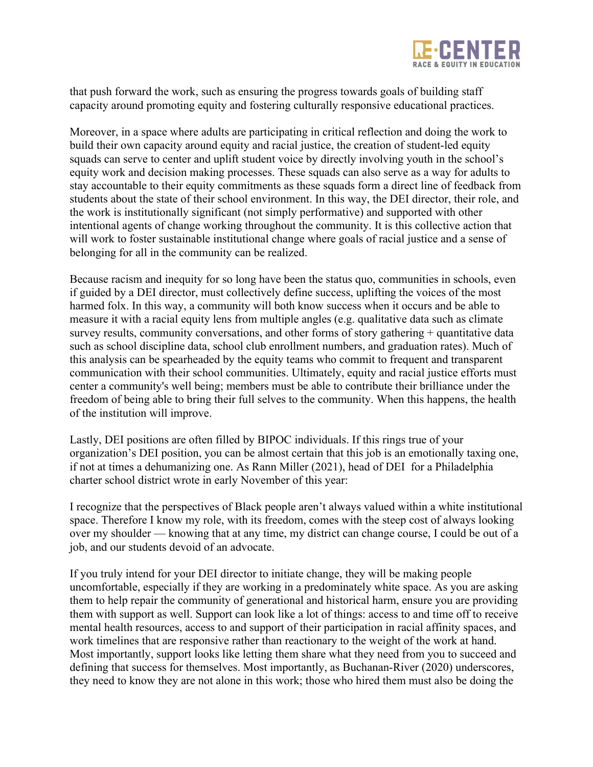that push forward the work, such as ensuring the progress towards goals of building staff capacity around promoting equity and fostering culturally responsive educational practices.

Moreover, in a space where adults are participating in critical reflection and doing the work to build their own capacity around equity and racial justice, the creation of student-led equity squads can serve to center and uplift student voice by directly involving youth in the school's equity work and decision making processes. These squads can also serve as a way for adults to stay accountable to their equity commitments as these squads form a direct line of feedback from students about the state of their school environment. In this way, the DEI director, their role, and the work is institutionally significant (not simply performative) and supported with other intentional agents of change working throughout the community. It is this collective action that will work to foster sustainable institutional change where goals of racial justice and a sense of belonging for all in the community can be realized.

Because racism and inequity for so long have been the status quo, communities in schools, even if guided by a DEI director, must collectively define success, uplifting the voices of the most harmed folx. In this way, a community will both know success when it occurs and be able to measure it with a racial equity lens from multiple angles (e.g. qualitative data such as climate survey results, community conversations, and other forms of story gathering + quantitative data such as school discipline data, school club enrollment numbers, and graduation rates). Much of this analysis can be spearheaded by the equity teams who commit to frequent and transparent communication with their school communities. Ultimately, equity and racial justice efforts must center a community's well being; members must be able to contribute their brilliance under the freedom of being able to bring their full selves to the community. When this happens, the health of the institution will improve.

Lastly, DEI positions are often filled by BIPOC individuals. If this rings true of your organization's DEI position, you can be almost certain that this job is an emotionally taxing one, if not at times a dehumanizing one. As Rann Miller (2021), head of DEI for a Philadelphia charter school district wrote in early November of this year:

> I recognize that the perspectives of Black people aren't always valued within a white institutional space. Therefore I know my role, with its freedom, comes with the steep cost of always looking over my shoulder — knowing that at any time, my district can change course, I could be out of a job, and our students devoid of an advocate.

If you truly intend for your DEI director to initiate change, they will be making people uncomfortable, especially if they are working in a predominately white space. As you are asking them to help repair the community of generational and historical harm, ensure you are providing them with support as well. Support can look like a lot of things: access to and time off to receive mental health resources, access to and support of their participation in racial affinity spaces, and work timelines that are responsive rather than reactionary to the weight of the work at hand. Most importantly, support looks like letting them share what they need from you to succeed and defining that success for themselves. Most importantly, as Buchanan-River (2020) underscores, they need to know they are not alone in this work; those who hired them must also be doing the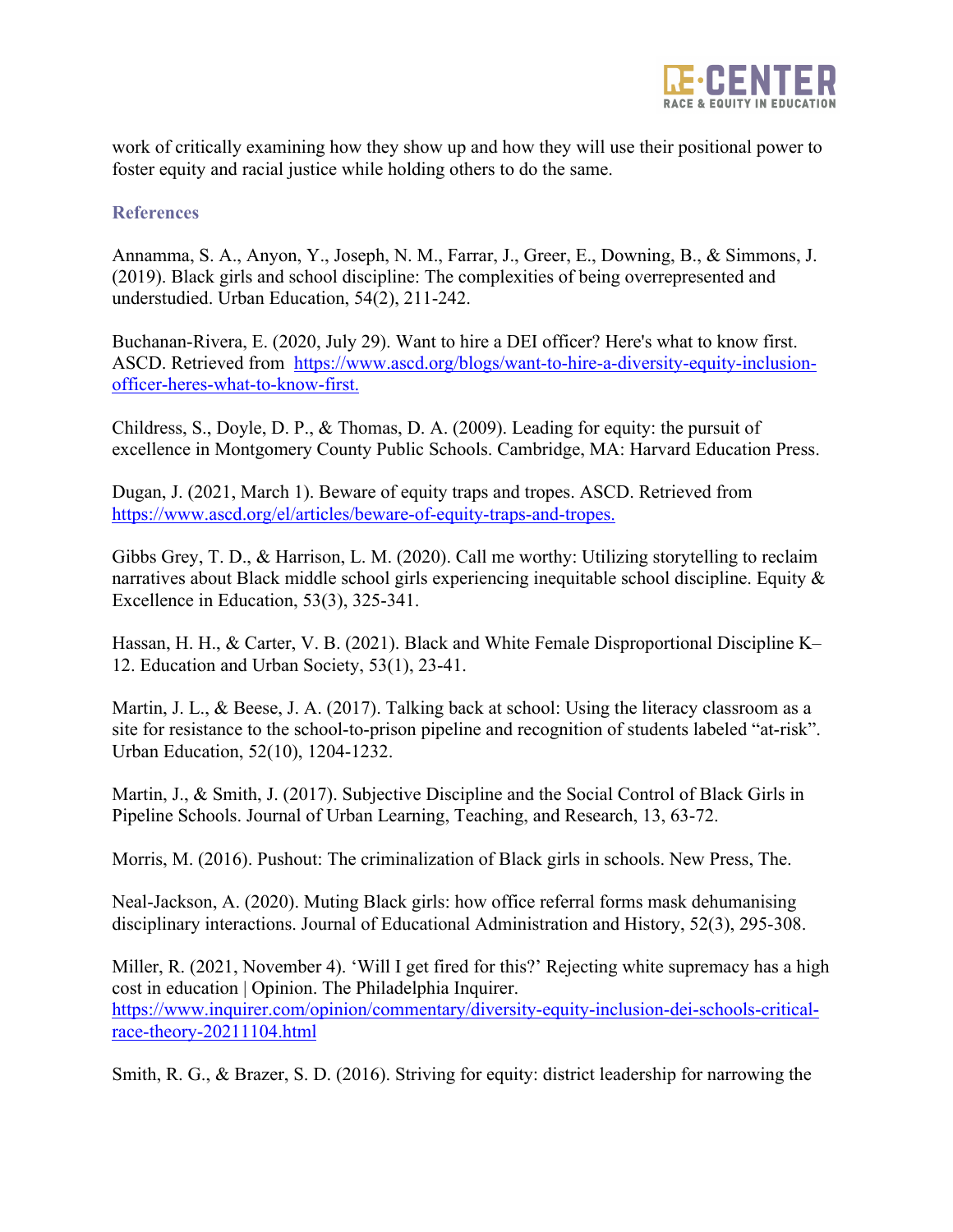work of critically examining how they show up and how they will use their positional power to foster equity and racial justice while holding others to do the same.

### References

Annamma, S. A., Anyon, Y., Joseph, N. M., Farrar, J., Greer, E., Downing, B., & Simmons, J. (2019). Black girls and school discipline: The complexities of being overrepresented and understudied. Urban Education, 54(2), 211-242.

Buchanan-Rivera, E. (2020, July 29). Want to hire a DEI officer? Here's what to know first. ASCD. Retrieved from https://www.ascd.org/blogs/want-to-hire-a-diversity-equity-inclusion-officer-heres-what-to-know-first.

Childress, S., Doyle, D. P., & Thomas, D. A. (2009). Leading for equity: the pursuit of excellence in Montgomery County Public Schools. Cambridge, MA: Harvard Education Press.

Dugan, J. (2021, March 1). Beware of equity traps and tropes. ASCD. Retrieved from https://www.ascd.org/el/articles/beware-of-equity-traps-and-tropes.

Gibbs Grey, T. D., & Harrison, L. M. (2020). Call me worthy: Utilizing storytelling to reclaim narratives about Black middle school girls experiencing inequitable school discipline. Equity & Excellence in Education, 53(3), 325-341.

Hassan, H. H., & Carter, V. B. (2021). Black and White Female Disproportional Discipline K–12. Education and Urban Society, 53(1), 23-41.

Martin, J. L., & Beese, J. A. (2017). Talking back at school: Using the literacy classroom as a site for resistance to the school-to-prison pipeline and recognition of students labeled "at-risk". Urban Education, 52(10), 1204-1232.

Martin, J., & Smith, J. (2017). Subjective Discipline and the Social Control of Black Girls in Pipeline Schools. Journal of Urban Learning, Teaching, and Research, 13, 63-72.

Morris, M. (2016). Pushout: The criminalization of Black girls in schools. New Press, The.

Neal-Jackson, A. (2020). Muting Black girls: how office referral forms mask dehumanising disciplinary interactions. Journal of Educational Administration and History, 52(3), 295-308.

Miller, R. (2021, November 4). 'Will I get fired for this?' Rejecting white supremacy has a high cost in education | Opinion. The Philadelphia Inquirer. https://www.inquirer.com/opinion/commentary/diversity-equity-inclusion-dei-schools-critical-race-theory-20211104.html

Smith, R. G., & Brazer, S. D. (2016). Striving for equity: district leadership for narrowing the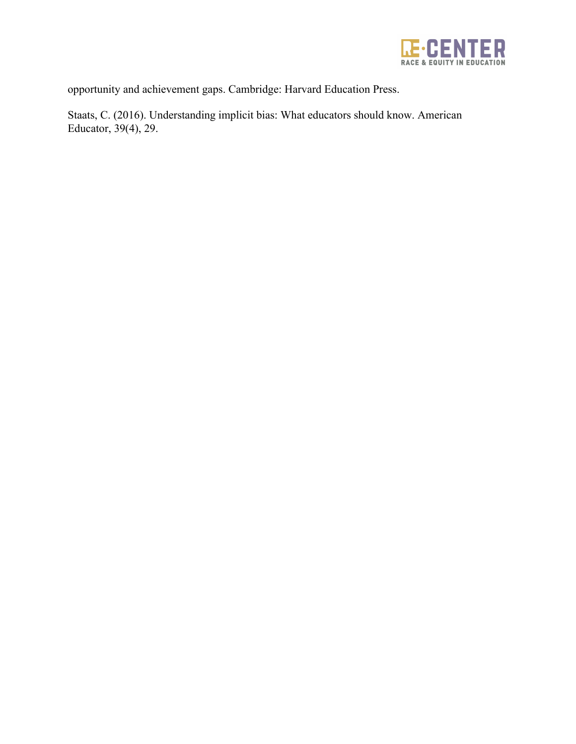opportunity and achievement gaps. Cambridge: Harvard Education Press.

Staats, C. (2016). Understanding implicit bias: What educators should know. American Educator, 39(4), 29.